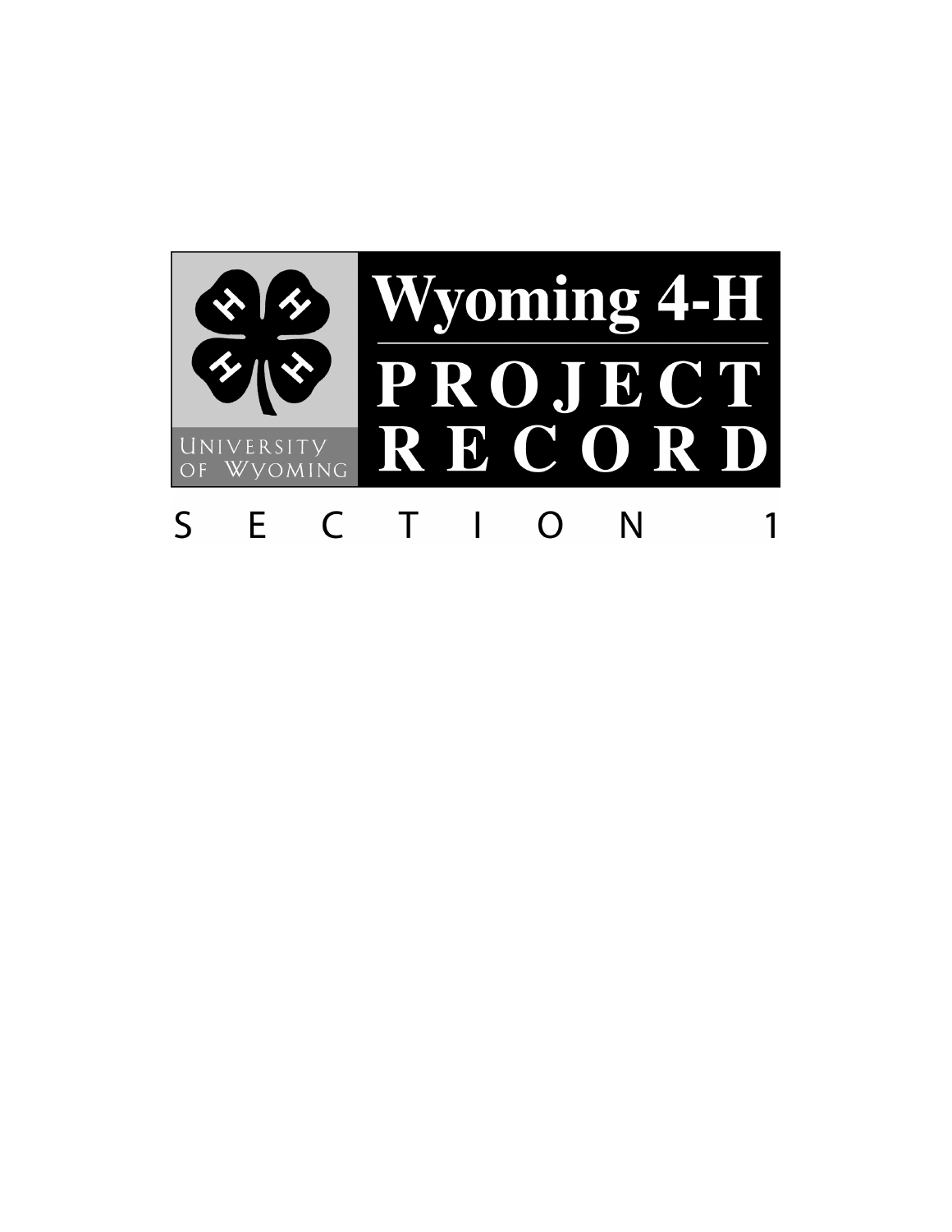UNIVERSITY OF WYOMING

# Wyoming 4-H

# PROJECT RECORD

## SECTION 1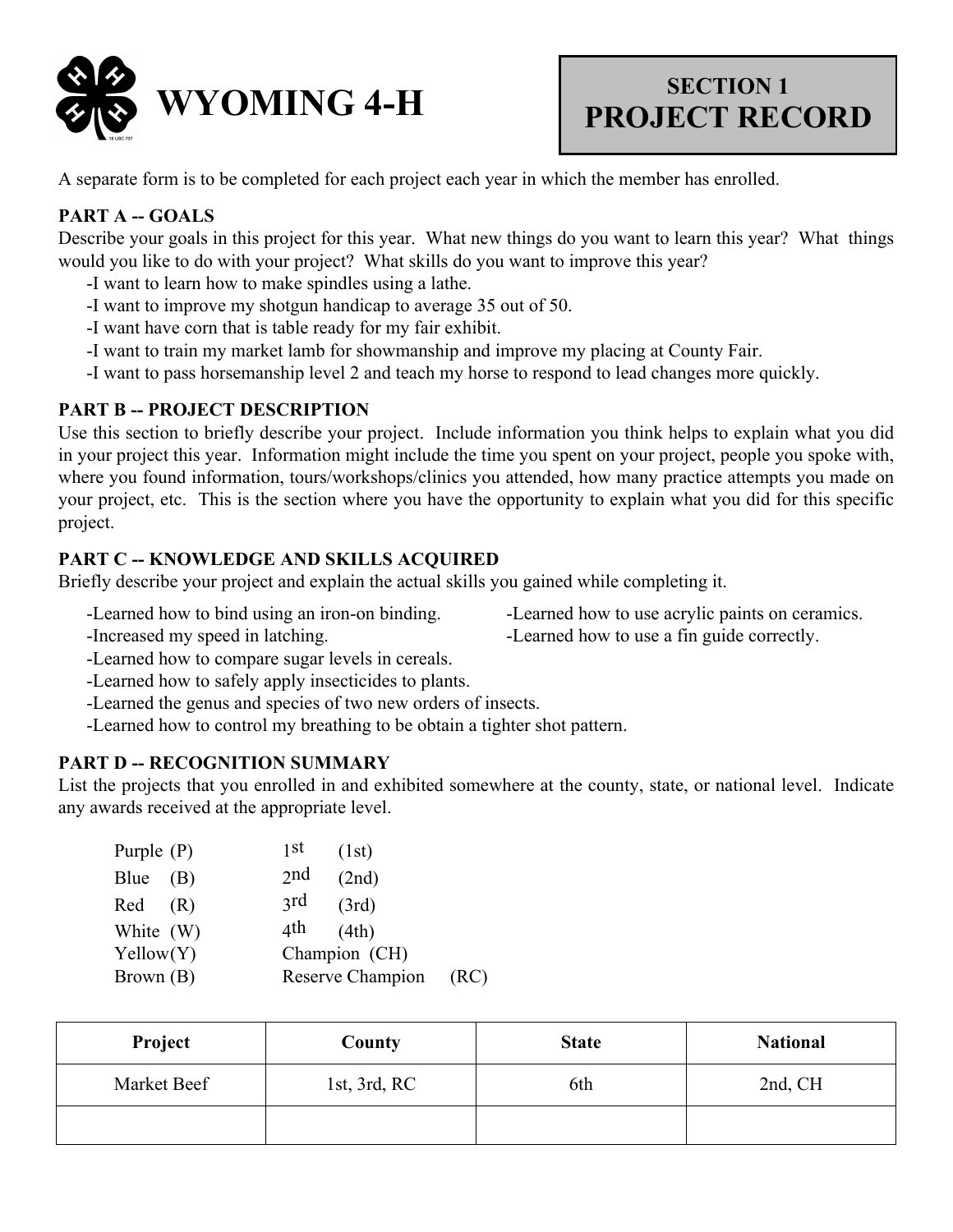# WYOMING 4-H

## SECTION 1
## PROJECT RECORD

A separate form is to be completed for each project each year in which the member has enrolled.

### PART A -- GOALS

Describe your goals in this project for this year. What new things do you want to learn this year? What things would you like to do with your project? What skills do you want to improve this year?

-I want to learn how to make spindles using a lathe.
-I want to improve my shotgun handicap to average 35 out of 50.
-I want have corn that is table ready for my fair exhibit.
-I want to train my market lamb for showmanship and improve my placing at County Fair.
-I want to pass horsemanship level 2 and teach my horse to respond to lead changes more quickly.

### PART B -- PROJECT DESCRIPTION

Use this section to briefly describe your project. Include information you think helps to explain what you did in your project this year. Information might include the time you spent on your project, people you spoke with, where you found information, tours/workshops/clinics you attended, how many practice attempts you made on your project, etc. This is the section where you have the opportunity to explain what you did for this specific project.

### PART C -- KNOWLEDGE AND SKILLS ACQUIRED

Briefly describe your project and explain the actual skills you gained while completing it.

-Learned how to bind using an iron-on binding.
-Learned how to use acrylic paints on ceramics.
-Increased my speed in latching.
-Learned how to use a fin guide correctly.
-Learned how to compare sugar levels in cereals.
-Learned how to safely apply insecticides to plants.
-Learned the genus and species of two new orders of insects.
-Learned how to control my breathing to be obtain a tighter shot pattern.

### PART D -- RECOGNITION SUMMARY

List the projects that you enrolled in and exhibited somewhere at the county, state, or national level. Indicate any awards received at the appropriate level.

| | |
|---|---|
| Purple (P) | 1st (1st) |
| Blue (B) | 2nd (2nd) |
| Red (R) | 3rd (3rd) |
| White (W) | 4th (4th) |
| Yellow(Y) | Champion (CH) |
| Brown (B) | Reserve Champion (RC) |

| Project | County | State | National |
|---|---|---|---|
| Market Beef | 1st, 3rd, RC | 6th | 2nd, CH |
| | | | |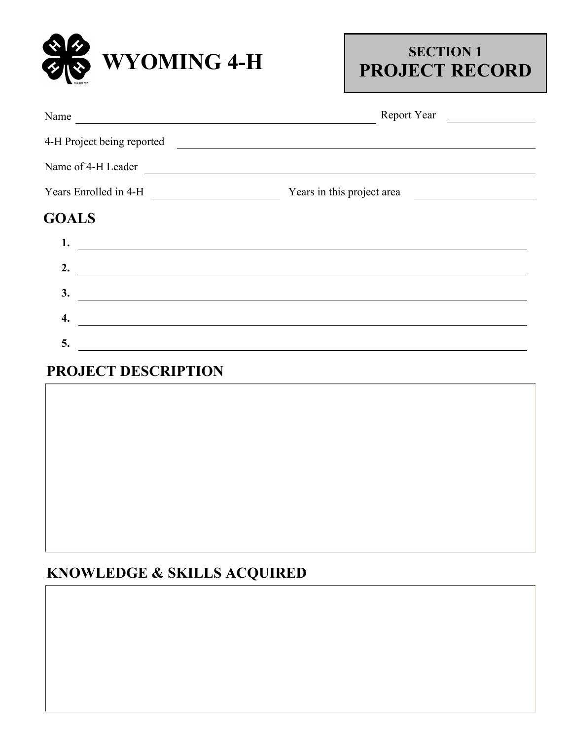# WYOMING 4-H

**SECTION 1**
**PROJECT RECORD**

Name ______________________________ Report Year ____________

4-H Project being reported ______________________________

Name of 4-H Leader ______________________________

Years Enrolled in 4-H ____________ Years in this project area ____________

## GOALS

1. ______________________________
2. ______________________________
3. ______________________________
4. ______________________________
5. ______________________________

## PROJECT DESCRIPTION

## KNOWLEDGE & SKILLS ACQUIRED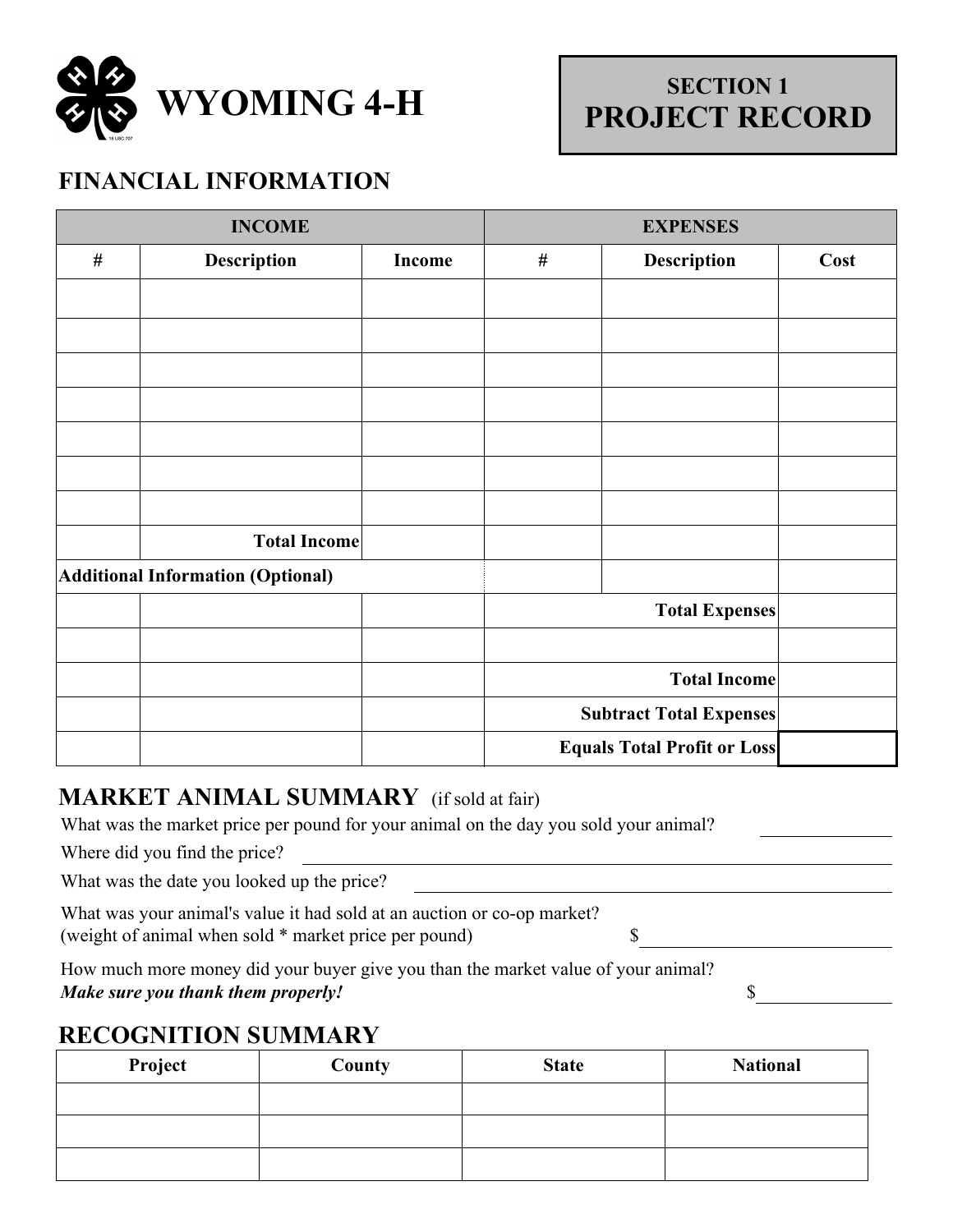# WYOMING 4-H

**SECTION 1**
**PROJECT RECORD**

## FINANCIAL INFORMATION

| INCOME | | | EXPENSES | | |
|---|---|---|---|---|---|
| # | Description | Income | # | Description | Cost |
| | | | | | |
| | | | | | |
| | | | | | |
| | | | | | |
| | | | | | |
| | | | | | |
| | | | | | |
| | **Total Income** | | | | |
| **Additional Information (Optional)** | | | | | |
| | | | **Total Expenses** | | |
| | | | | | |
| | | | **Total Income** | | |
| | | | **Subtract Total Expenses** | | |
| | | | **Equals Total Profit or Loss** | | |

## MARKET ANIMAL SUMMARY (if sold at fair)

What was the market price per pound for your animal on the day you sold your animal? ____________

Where did you find the price? ____________________________________________

What was the date you looked up the price? ____________________________________________

What was your animal's value it had sold at an auction or co-op market?
(weight of animal when sold * market price per pound) $____________

How much more money did your buyer give you than the market value of your animal?
***Make sure you thank them properly!*** $____________

## RECOGNITION SUMMARY

| Project | County | State | National |
|---|---|---|---|
| | | | |
| | | | |
| | | | |